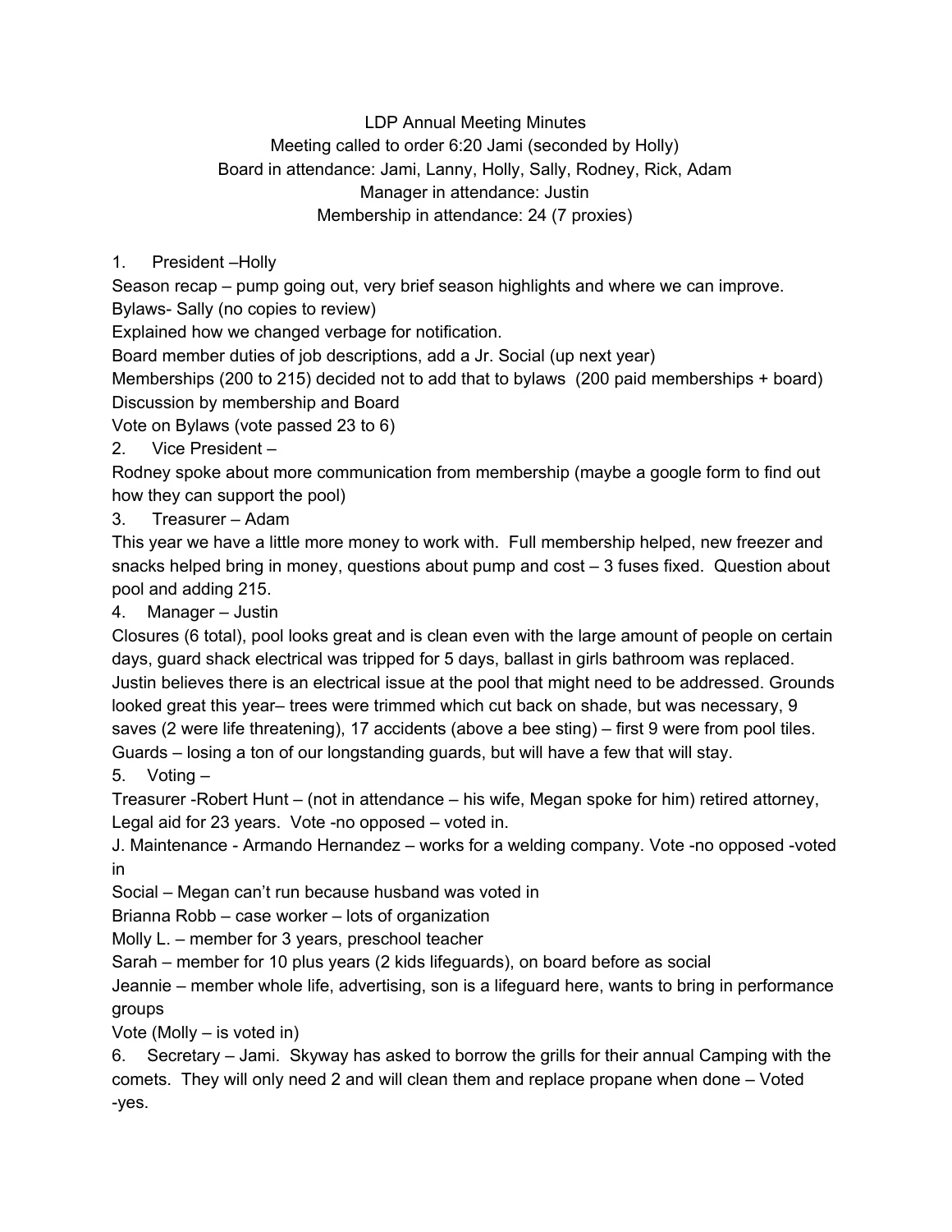# LDP Annual Meeting Minutes

Meeting called to order 6:20 Jami (seconded by Holly)
Board in attendance: Jami, Lanny, Holly, Sally, Rodney, Rick, Adam
Manager in attendance: Justin
Membership in attendance: 24 (7 proxies)

1. President –Holly

Season recap – pump going out, very brief season highlights and where we can improve.
Bylaws- Sally (no copies to review)
Explained how we changed verbage for notification.
Board member duties of job descriptions, add a Jr. Social (up next year)
Memberships (200 to 215) decided not to add that to bylaws (200 paid memberships + board)
Discussion by membership and Board
Vote on Bylaws (vote passed 23 to 6)

2. Vice President –

Rodney spoke about more communication from membership (maybe a google form to find out how they can support the pool)

3. Treasurer – Adam

This year we have a little more money to work with. Full membership helped, new freezer and snacks helped bring in money, questions about pump and cost – 3 fuses fixed. Question about pool and adding 215.

4. Manager – Justin

Closures (6 total), pool looks great and is clean even with the large amount of people on certain days, guard shack electrical was tripped for 5 days, ballast in girls bathroom was replaced. Justin believes there is an electrical issue at the pool that might need to be addressed. Grounds looked great this year– trees were trimmed which cut back on shade, but was necessary, 9 saves (2 were life threatening), 17 accidents (above a bee sting) – first 9 were from pool tiles. Guards – losing a ton of our longstanding guards, but will have a few that will stay.

5. Voting –

Treasurer -Robert Hunt – (not in attendance – his wife, Megan spoke for him) retired attorney, Legal aid for 23 years. Vote -no opposed – voted in.
J. Maintenance - Armando Hernandez – works for a welding company. Vote -no opposed -voted in
Social – Megan can't run because husband was voted in
Brianna Robb – case worker – lots of organization
Molly L. – member for 3 years, preschool teacher
Sarah – member for 10 plus years (2 kids lifeguards), on board before as social
Jeannie – member whole life, advertising, son is a lifeguard here, wants to bring in performance groups
Vote (Molly – is voted in)

6. Secretary – Jami. Skyway has asked to borrow the grills for their annual Camping with the comets. They will only need 2 and will clean them and replace propane when done – Voted -yes.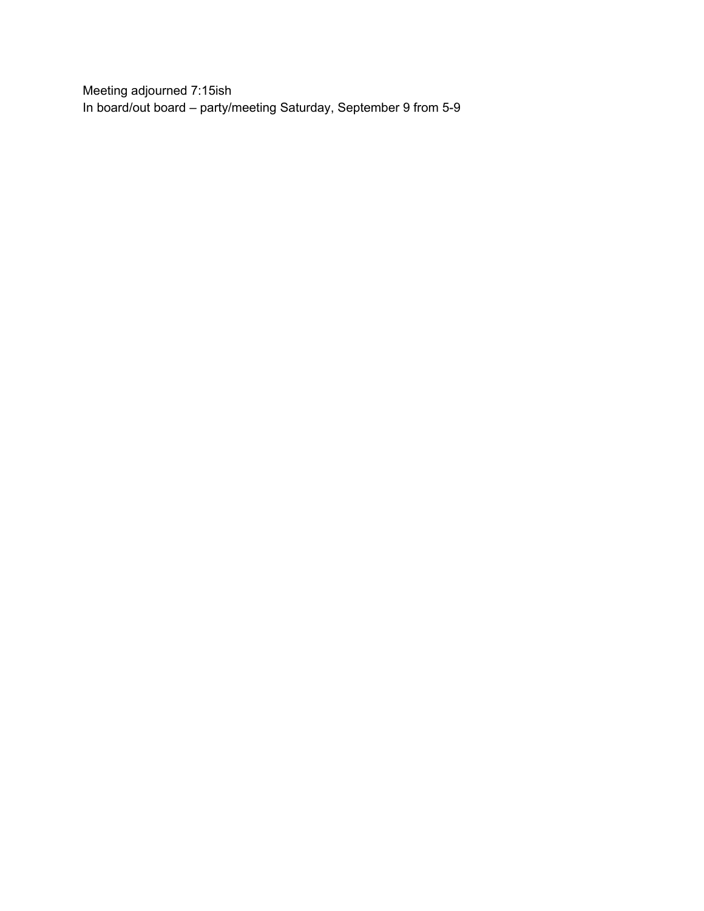Meeting adjourned 7:15ish
In board/out board – party/meeting Saturday, September 9 from 5-9